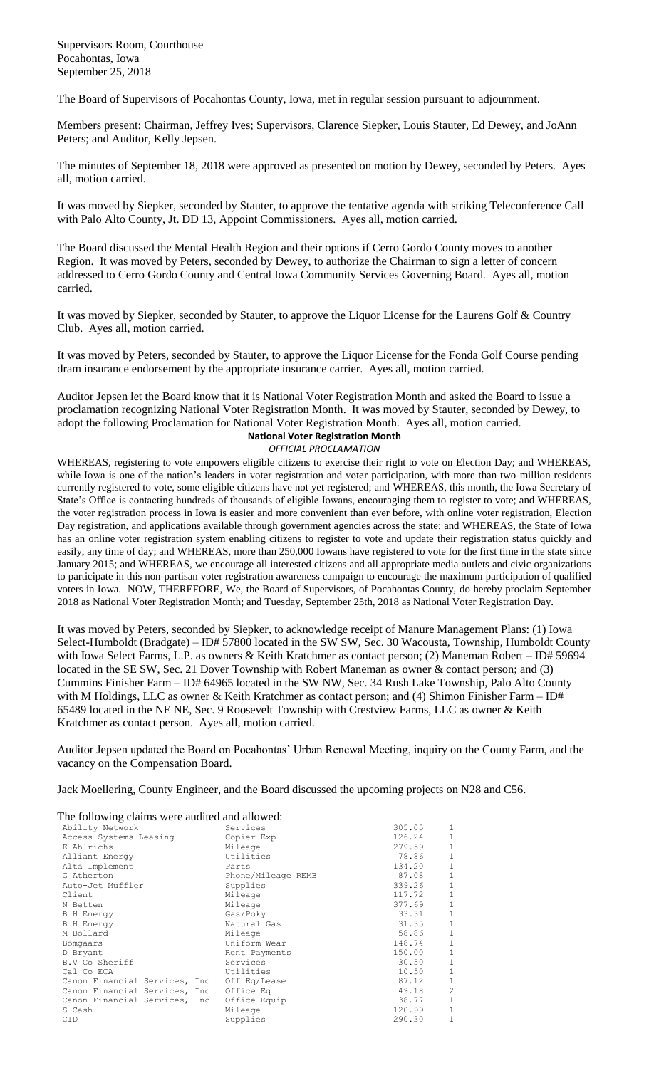Supervisors Room, Courthouse
Pocahontas, Iowa
September 25, 2018

The Board of Supervisors of Pocahontas County, Iowa, met in regular session pursuant to adjournment.

Members present: Chairman, Jeffrey Ives; Supervisors, Clarence Siepker, Louis Stauter, Ed Dewey, and JoAnn Peters; and Auditor, Kelly Jepsen.

The minutes of September 18, 2018 were approved as presented on motion by Dewey, seconded by Peters. Ayes all, motion carried.

It was moved by Siepker, seconded by Stauter, to approve the tentative agenda with striking Teleconference Call with Palo Alto County, Jt. DD 13, Appoint Commissioners. Ayes all, motion carried.

The Board discussed the Mental Health Region and their options if Cerro Gordo County moves to another Region. It was moved by Peters, seconded by Dewey, to authorize the Chairman to sign a letter of concern addressed to Cerro Gordo County and Central Iowa Community Services Governing Board. Ayes all, motion carried.

It was moved by Siepker, seconded by Stauter, to approve the Liquor License for the Laurens Golf & Country Club. Ayes all, motion carried.

It was moved by Peters, seconded by Stauter, to approve the Liquor License for the Fonda Golf Course pending dram insurance endorsement by the appropriate insurance carrier. Ayes all, motion carried.

Auditor Jepsen let the Board know that it is National Voter Registration Month and asked the Board to issue a proclamation recognizing National Voter Registration Month. It was moved by Stauter, seconded by Dewey, to adopt the following Proclamation for National Voter Registration Month. Ayes all, motion carried.

**National Voter Registration Month**

*OFFICIAL PROCLAMATION*

WHEREAS, registering to vote empowers eligible citizens to exercise their right to vote on Election Day; and WHEREAS, while Iowa is one of the nation's leaders in voter registration and voter participation, with more than two-million residents currently registered to vote, some eligible citizens have not yet registered; and WHEREAS, this month, the Iowa Secretary of State's Office is contacting hundreds of thousands of eligible Iowans, encouraging them to register to vote; and WHEREAS, the voter registration process in Iowa is easier and more convenient than ever before, with online voter registration, Election Day registration, and applications available through government agencies across the state; and WHEREAS, the State of Iowa has an online voter registration system enabling citizens to register to vote and update their registration status quickly and easily, any time of day; and WHEREAS, more than 250,000 Iowans have registered to vote for the first time in the state since January 2015; and WHEREAS, we encourage all interested citizens and all appropriate media outlets and civic organizations to participate in this non-partisan voter registration awareness campaign to encourage the maximum participation of qualified voters in Iowa. NOW, THEREFORE, We, the Board of Supervisors, of Pocahontas County, do hereby proclaim September 2018 as National Voter Registration Month; and Tuesday, September 25th, 2018 as National Voter Registration Day.

It was moved by Peters, seconded by Siepker, to acknowledge receipt of Manure Management Plans: (1) Iowa Select-Humboldt (Bradgate) – ID# 57800 located in the SW SW, Sec. 30 Wacousta, Township, Humboldt County with Iowa Select Farms, L.P. as owners & Keith Kratchmer as contact person; (2) Maneman Robert – ID# 59694 located in the SE SW, Sec. 21 Dover Township with Robert Maneman as owner & contact person; and (3) Cummins Finisher Farm – ID# 64965 located in the SW NW, Sec. 34 Rush Lake Township, Palo Alto County with M Holdings, LLC as owner & Keith Kratchmer as contact person; and (4) Shimon Finisher Farm – ID# 65489 located in the NE NE, Sec. 9 Roosevelt Township with Crestview Farms, LLC as owner & Keith Kratchmer as contact person. Ayes all, motion carried.

Auditor Jepsen updated the Board on Pocahontas' Urban Renewal Meeting, inquiry on the County Farm, and the vacancy on the Compensation Board.

Jack Moellering, County Engineer, and the Board discussed the upcoming projects on N28 and C56.

The following claims were audited and allowed:

| | | | |
|---|---|---|---|
| Ability Network | Services | 305.05 | 1 |
| Access Systems Leasing | Copier Exp | 126.24 | 1 |
| E Ahlrichs | Mileage | 279.59 | 1 |
| Alliant Energy | Utilities | 78.86 | 1 |
| Alta Implement | Parts | 134.20 | 1 |
| G Atherton | Phone/Mileage REMB | 87.08 | 1 |
| Auto-Jet Muffler | Supplies | 339.26 | 1 |
| Client | Mileage | 117.72 | 1 |
| N Betten | Mileage | 377.69 | 1 |
| B H Energy | Gas/Poky | 33.31 | 1 |
| B H Energy | Natural Gas | 31.35 | 1 |
| M Bollard | Mileage | 58.86 | 1 |
| Bomgaars | Uniform Wear | 148.74 | 1 |
| D Bryant | Rent Payments | 150.00 | 1 |
| B.V Co Sheriff | Services | 30.50 | 1 |
| Cal Co ECA | Utilities | 10.50 | 1 |
| Canon Financial Services, Inc | Off Eq/Lease | 87.12 | 1 |
| Canon Financial Services, Inc | Office Eq | 49.18 | 2 |
| Canon Financial Services, Inc | Office Equip | 38.77 | 1 |
| S Cash | Mileage | 120.99 | 1 |
| CID | Supplies | 290.30 | 1 |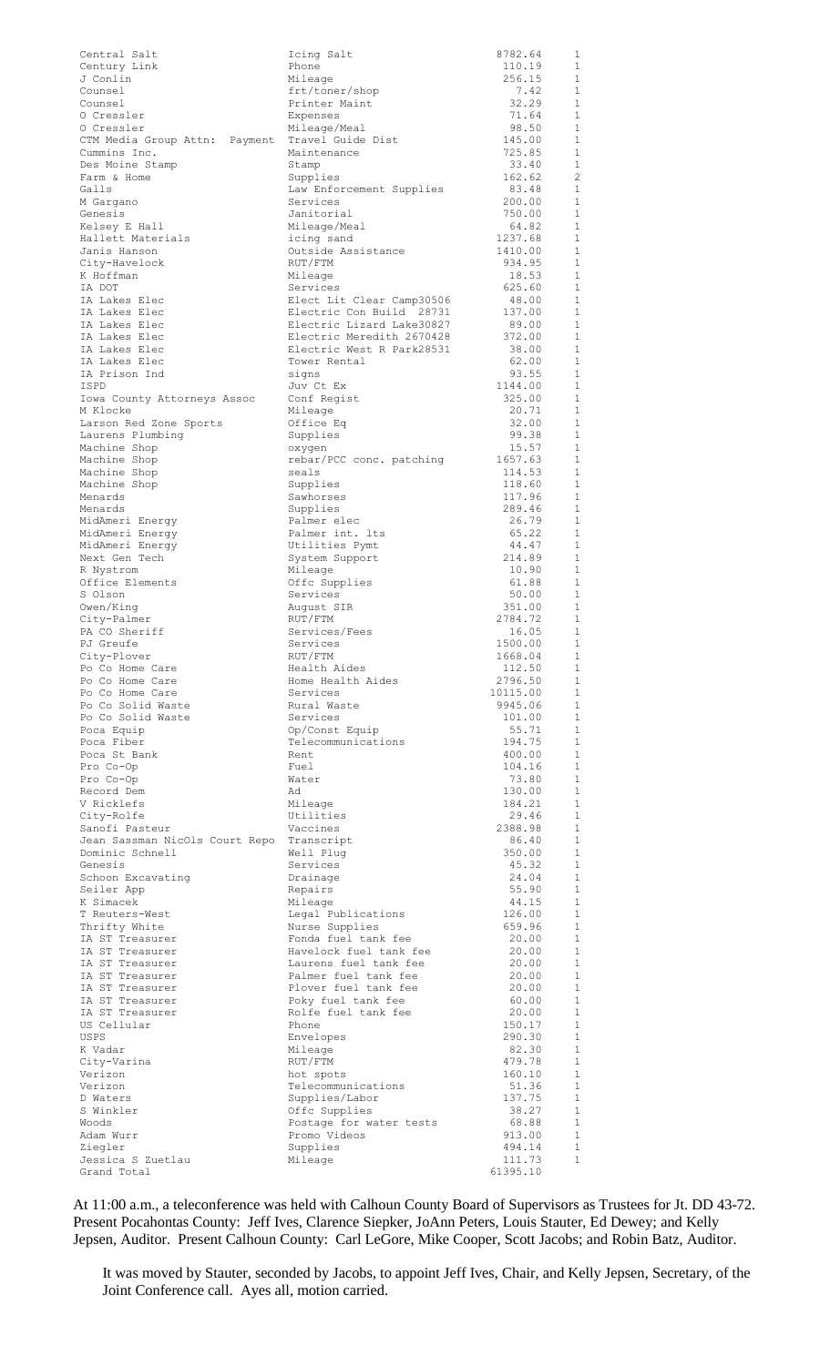| | | | |
|---|---|---|---|
| Central Salt | Icing Salt | 8782.64 | 1 |
| Century Link | Phone | 110.19 | 1 |
| J Conlin | Mileage | 256.15 | 1 |
| Counsel | frt/toner/shop | 7.42 | 1 |
| Counsel | Printer Maint | 32.29 | 1 |
| O Cressler | Expenses | 71.64 | 1 |
| O Cressler | Mileage/Meal | 98.50 | 1 |
| CTM Media Group Attn: Payment | Travel Guide Dist | 145.00 | 1 |
| Cummins Inc. | Maintenance | 725.85 | 1 |
| Des Moine Stamp | Stamp | 33.40 | 1 |
| Farm & Home | Supplies | 162.62 | 2 |
| Galls | Law Enforcement Supplies | 83.48 | 1 |
| M Gargano | Services | 200.00 | 1 |
| Genesis | Janitorial | 750.00 | 1 |
| Kelsey E Hall | Mileage/Meal | 64.82 | 1 |
| Hallett Materials | icing sand | 1237.68 | 1 |
| Janis Hanson | Outside Assistance | 1410.00 | 1 |
| City-Havelock | RUT/FTM | 934.95 | 1 |
| K Hoffman | Mileage | 18.53 | 1 |
| IA DOT | Services | 625.60 | 1 |
| IA Lakes Elec | Elect Lit Clear Camp30506 | 48.00 | 1 |
| IA Lakes Elec | Electric Con Build 28731 | 137.00 | 1 |
| IA Lakes Elec | Electric Lizard Lake30827 | 89.00 | 1 |
| IA Lakes Elec | Electric Meredith 2670428 | 372.00 | 1 |
| IA Lakes Elec | Electric West R Park28531 | 38.00 | 1 |
| IA Lakes Elec | Tower Rental | 62.00 | 1 |
| IA Prison Ind | signs | 93.55 | 1 |
| ISPD | Juv Ct Ex | 1144.00 | 1 |
| Iowa County Attorneys Assoc | Conf Regist | 325.00 | 1 |
| M Klocke | Mileage | 20.71 | 1 |
| Larson Red Zone Sports | Office Eq | 32.00 | 1 |
| Laurens Plumbing | Supplies | 99.38 | 1 |
| Machine Shop | oxygen | 15.57 | 1 |
| Machine Shop | rebar/PCC conc. patching | 1657.63 | 1 |
| Machine Shop | seals | 114.53 | 1 |
| Machine Shop | Supplies | 118.60 | 1 |
| Menards | Sawhorses | 117.96 | 1 |
| Menards | Supplies | 289.46 | 1 |
| MidAmeri Energy | Palmer elec | 26.79 | 1 |
| MidAmeri Energy | Palmer int. lts | 65.22 | 1 |
| MidAmeri Energy | Utilities Pymt | 44.47 | 1 |
| Next Gen Tech | System Support | 214.89 | 1 |
| R Nystrom | Mileage | 10.90 | 1 |
| Office Elements | Offc Supplies | 61.88 | 1 |
| S Olson | Services | 50.00 | 1 |
| Owen/King | August SIR | 351.00 | 1 |
| City-Palmer | RUT/FTM | 2784.72 | 1 |
| PA CO Sheriff | Services/Fees | 16.05 | 1 |
| PJ Greufe | Services | 1500.00 | 1 |
| City-Plover | RUT/FTM | 1668.04 | 1 |
| Po Co Home Care | Health Aides | 112.50 | 1 |
| Po Co Home Care | Home Health Aides | 2796.50 | 1 |
| Po Co Home Care | Services | 10115.00 | 1 |
| Po Co Solid Waste | Rural Waste | 9945.06 | 1 |
| Po Co Solid Waste | Services | 101.00 | 1 |
| Poca Equip | Op/Const Equip | 55.71 | 1 |
| Poca Fiber | Telecommunications | 194.75 | 1 |
| Poca St Bank | Rent | 400.00 | 1 |
| Pro Co-Op | Fuel | 104.16 | 1 |
| Pro Co-Op | Water | 73.80 | 1 |
| Record Dem | Ad | 130.00 | 1 |
| V Ricklefs | Mileage | 184.21 | 1 |
| City-Rolfe | Utilities | 29.46 | 1 |
| Sanofi Pasteur | Vaccines | 2388.98 | 1 |
| Jean Sassman NicOls Court Repo | Transcript | 86.40 | 1 |
| Dominic Schnell | Well Plug | 350.00 | 1 |
| Genesis | Services | 45.32 | 1 |
| Schoon Excavating | Drainage | 24.04 | 1 |
| Seiler App | Repairs | 55.90 | 1 |
| K Simacek | Mileage | 44.15 | 1 |
| T Reuters-West | Legal Publications | 126.00 | 1 |
| Thrifty White | Nurse Supplies | 659.96 | 1 |
| IA ST Treasurer | Fonda fuel tank fee | 20.00 | 1 |
| IA ST Treasurer | Havelock fuel tank fee | 20.00 | 1 |
| IA ST Treasurer | Laurens fuel tank fee | 20.00 | 1 |
| IA ST Treasurer | Palmer fuel tank fee | 20.00 | 1 |
| IA ST Treasurer | Plover fuel tank fee | 20.00 | 1 |
| IA ST Treasurer | Poky fuel tank fee | 60.00 | 1 |
| IA ST Treasurer | Rolfe fuel tank fee | 20.00 | 1 |
| US Cellular | Phone | 150.17 | 1 |
| USPS | Envelopes | 290.30 | 1 |
| K Vadar | Mileage | 82.30 | 1 |
| City-Varina | RUT/FTM | 479.78 | 1 |
| Verizon | hot spots | 160.10 | 1 |
| Verizon | Telecommunications | 51.36 | 1 |
| D Waters | Supplies/Labor | 137.75 | 1 |
| S Winkler | Offc Supplies | 38.27 | 1 |
| Woods | Postage for water tests | 68.88 | 1 |
| Adam Wurr | Promo Videos | 913.00 | 1 |
| Ziegler | Supplies | 494.14 | 1 |
| Jessica S Zuetlau | Mileage | 111.73 | 1 |
| Grand Total | | 61395.10 | |

At 11:00 a.m., a teleconference was held with Calhoun County Board of Supervisors as Trustees for Jt. DD 43-72. Present Pocahontas County: Jeff Ives, Clarence Siepker, JoAnn Peters, Louis Stauter, Ed Dewey; and Kelly Jepsen, Auditor. Present Calhoun County: Carl LeGore, Mike Cooper, Scott Jacobs; and Robin Batz, Auditor.

It was moved by Stauter, seconded by Jacobs, to appoint Jeff Ives, Chair, and Kelly Jepsen, Secretary, of the Joint Conference call. Ayes all, motion carried.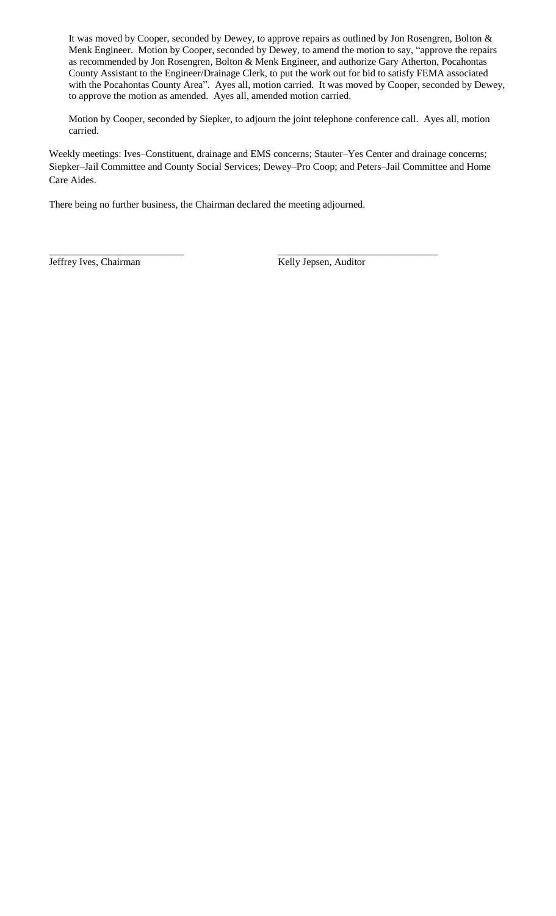It was moved by Cooper, seconded by Dewey, to approve repairs as outlined by Jon Rosengren, Bolton & Menk Engineer. Motion by Cooper, seconded by Dewey, to amend the motion to say, "approve the repairs as recommended by Jon Rosengren, Bolton & Menk Engineer, and authorize Gary Atherton, Pocahontas County Assistant to the Engineer/Drainage Clerk, to put the work out for bid to satisfy FEMA associated with the Pocahontas County Area". Ayes all, motion carried. It was moved by Cooper, seconded by Dewey, to approve the motion as amended. Ayes all, amended motion carried.

Motion by Cooper, seconded by Siepker, to adjourn the joint telephone conference call. Ayes all, motion carried.

Weekly meetings: Ives–Constituent, drainage and EMS concerns; Stauter–Yes Center and drainage concerns; Siepker–Jail Committee and County Social Services; Dewey–Pro Coop; and Peters–Jail Committee and Home Care Aides.

There being no further business, the Chairman declared the meeting adjourned.

___________________________ ________________________________

Jeffrey Ives, Chairman Kelly Jepsen, Auditor